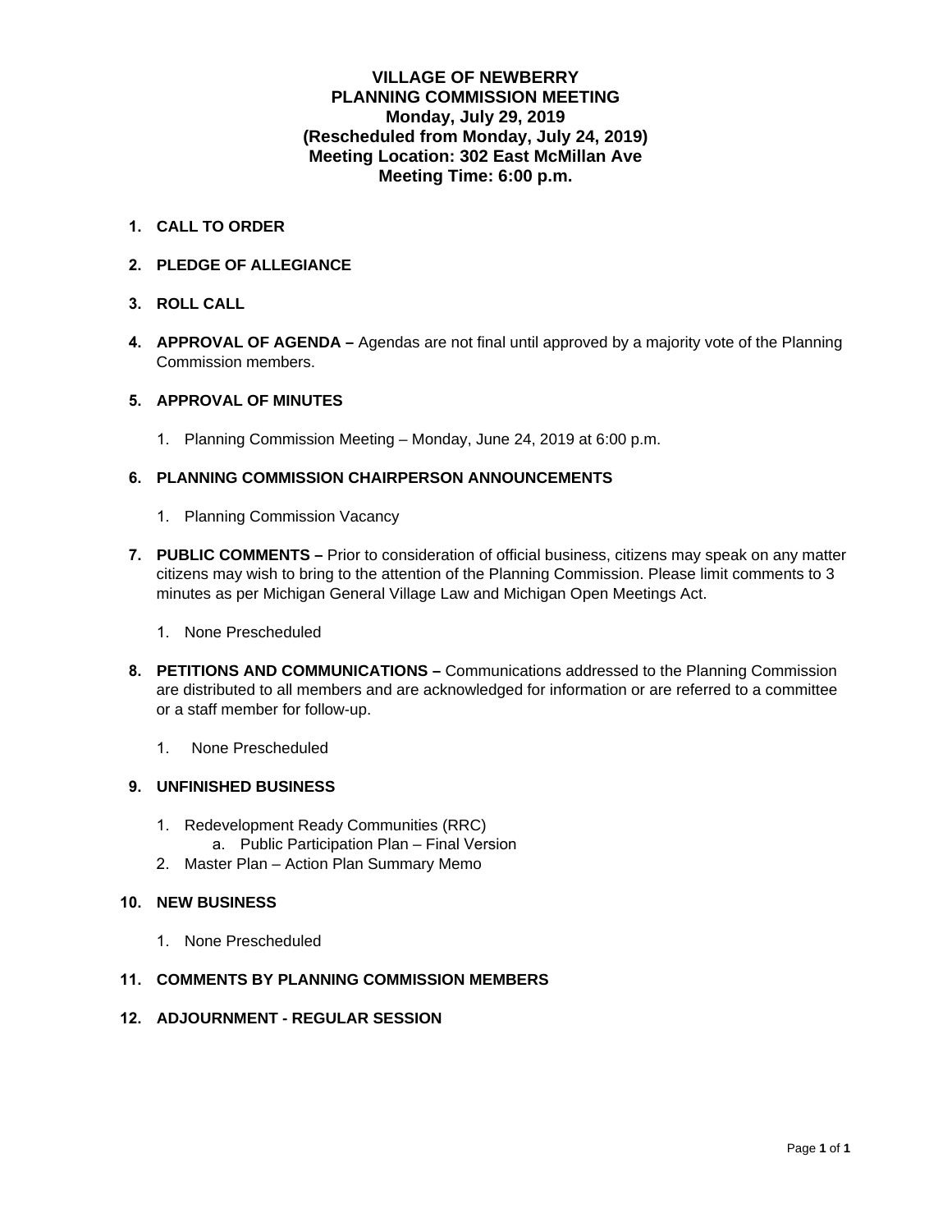# VILLAGE OF NEWBERRY
## PLANNING COMMISSION MEETING
## Monday, July 29, 2019
## (Rescheduled from Monday, July 24, 2019)
## Meeting Location: 302 East McMillan Ave
## Meeting Time: 6:00 p.m.

1. **CALL TO ORDER**

2. **PLEDGE OF ALLEGIANCE**

3. **ROLL CALL**

4. **APPROVAL OF AGENDA –** Agendas are not final until approved by a majority vote of the Planning Commission members.

5. **APPROVAL OF MINUTES**

   1. Planning Commission Meeting – Monday, June 24, 2019 at 6:00 p.m.

6. **PLANNING COMMISSION CHAIRPERSON ANNOUNCEMENTS**

   1. Planning Commission Vacancy

7. **PUBLIC COMMENTS –** Prior to consideration of official business, citizens may speak on any matter citizens may wish to bring to the attention of the Planning Commission. Please limit comments to 3 minutes as per Michigan General Village Law and Michigan Open Meetings Act.

   1. None Prescheduled

8. **PETITIONS AND COMMUNICATIONS –** Communications addressed to the Planning Commission are distributed to all members and are acknowledged for information or are referred to a committee or a staff member for follow-up.

   1. None Prescheduled

9. **UNFINISHED BUSINESS**

   1. Redevelopment Ready Communities (RRC)
      a. Public Participation Plan – Final Version
   2. Master Plan – Action Plan Summary Memo

10. **NEW BUSINESS**

    1. None Prescheduled

11. **COMMENTS BY PLANNING COMMISSION MEMBERS**

12. **ADJOURNMENT - REGULAR SESSION**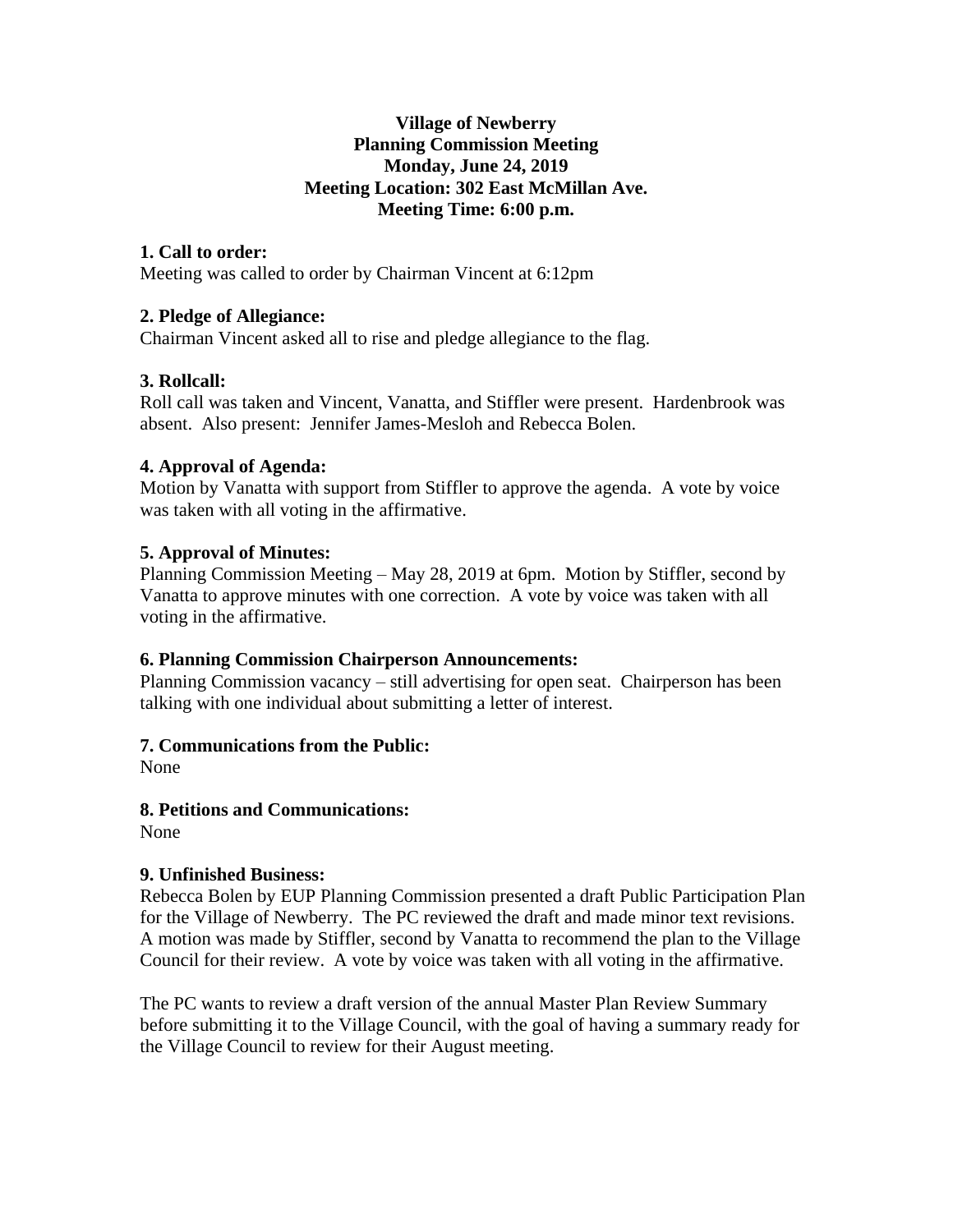**Village of Newberry**
**Planning Commission Meeting**
**Monday, June 24, 2019**
**Meeting Location: 302 East McMillan Ave.**
**Meeting Time: 6:00 p.m.**

**1. Call to order:**
Meeting was called to order by Chairman Vincent at 6:12pm

**2. Pledge of Allegiance:**
Chairman Vincent asked all to rise and pledge allegiance to the flag.

**3. Rollcall:**
Roll call was taken and Vincent, Vanatta, and Stiffler were present. Hardenbrook was absent. Also present: Jennifer James-Mesloh and Rebecca Bolen.

**4. Approval of Agenda:**
Motion by Vanatta with support from Stiffler to approve the agenda. A vote by voice was taken with all voting in the affirmative.

**5. Approval of Minutes:**
Planning Commission Meeting – May 28, 2019 at 6pm. Motion by Stiffler, second by Vanatta to approve minutes with one correction. A vote by voice was taken with all voting in the affirmative.

**6. Planning Commission Chairperson Announcements:**
Planning Commission vacancy – still advertising for open seat. Chairperson has been talking with one individual about submitting a letter of interest.

**7. Communications from the Public:**
None

**8. Petitions and Communications:**
None

**9. Unfinished Business:**
Rebecca Bolen by EUP Planning Commission presented a draft Public Participation Plan for the Village of Newberry. The PC reviewed the draft and made minor text revisions. A motion was made by Stiffler, second by Vanatta to recommend the plan to the Village Council for their review. A vote by voice was taken with all voting in the affirmative.

The PC wants to review a draft version of the annual Master Plan Review Summary before submitting it to the Village Council, with the goal of having a summary ready for the Village Council to review for their August meeting.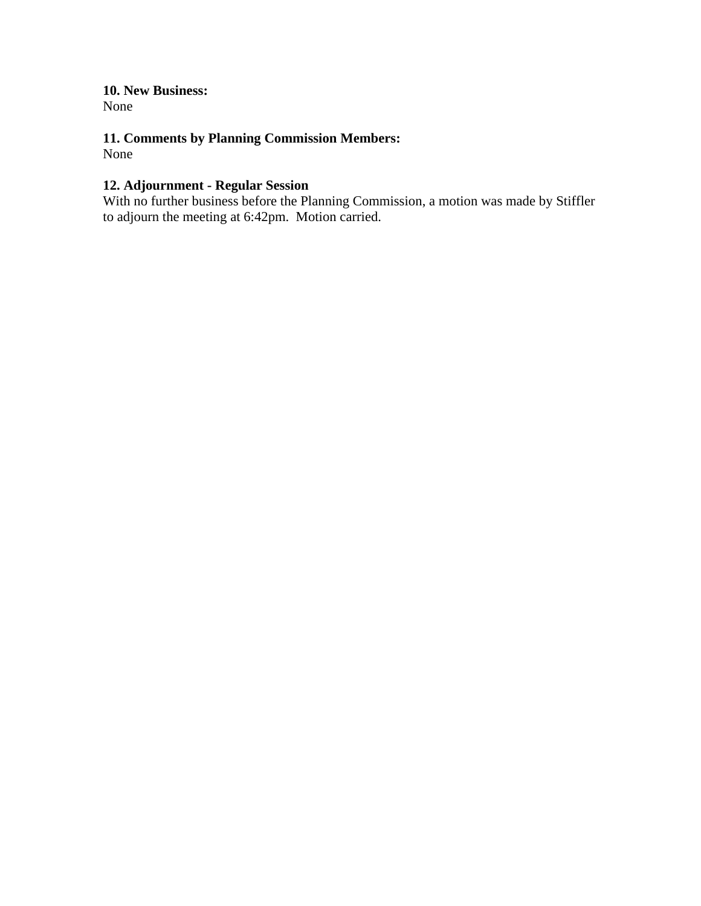**10. New Business:**
None

**11. Comments by Planning Commission Members:**
None

**12. Adjournment - Regular Session**
With no further business before the Planning Commission, a motion was made by Stiffler to adjourn the meeting at 6:42pm. Motion carried.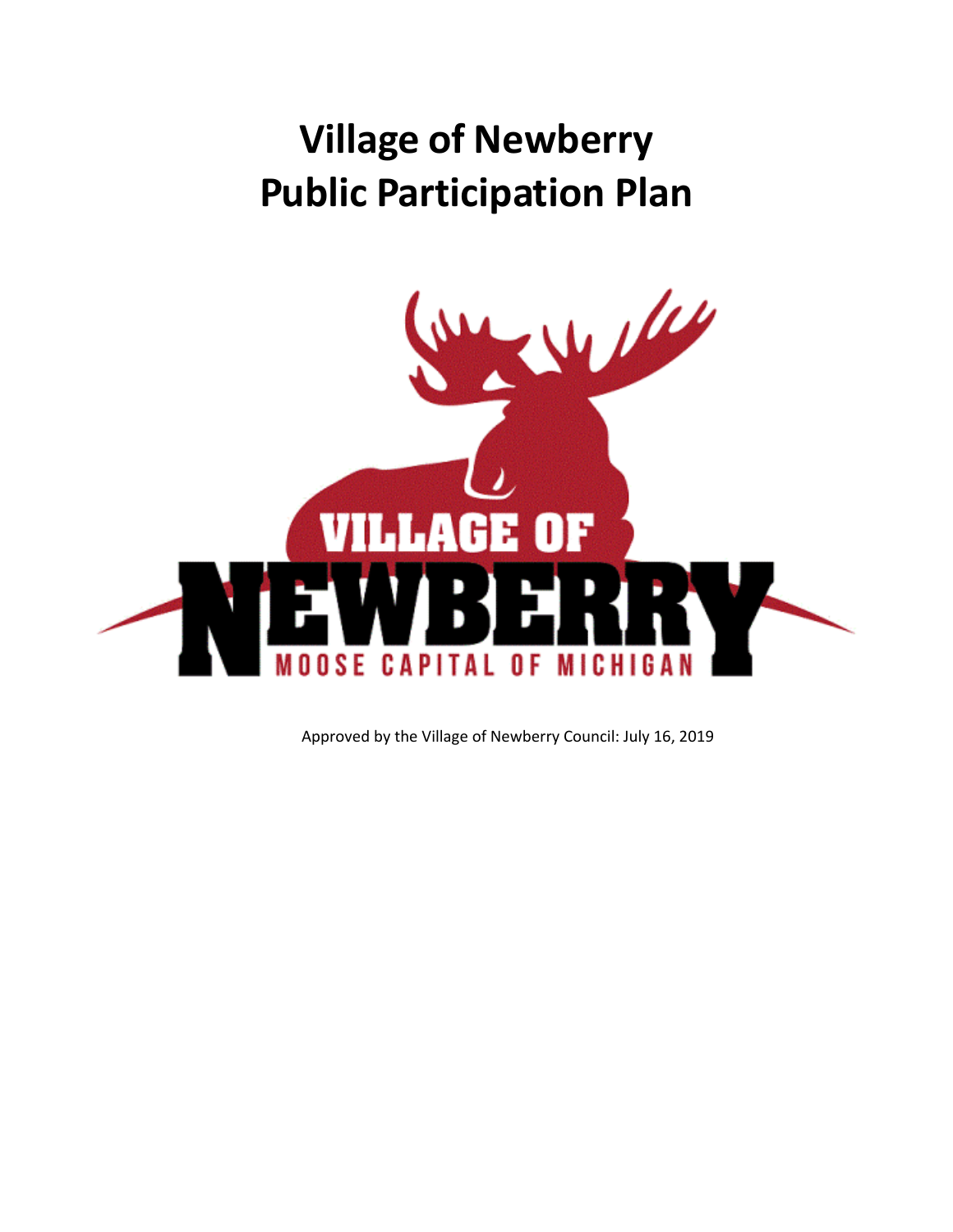# Village of Newberry
# Public Participation Plan

VILLAGE OF NEWBERRY
MOOSE CAPITAL OF MICHIGAN

Approved by the Village of Newberry Council: July 16, 2019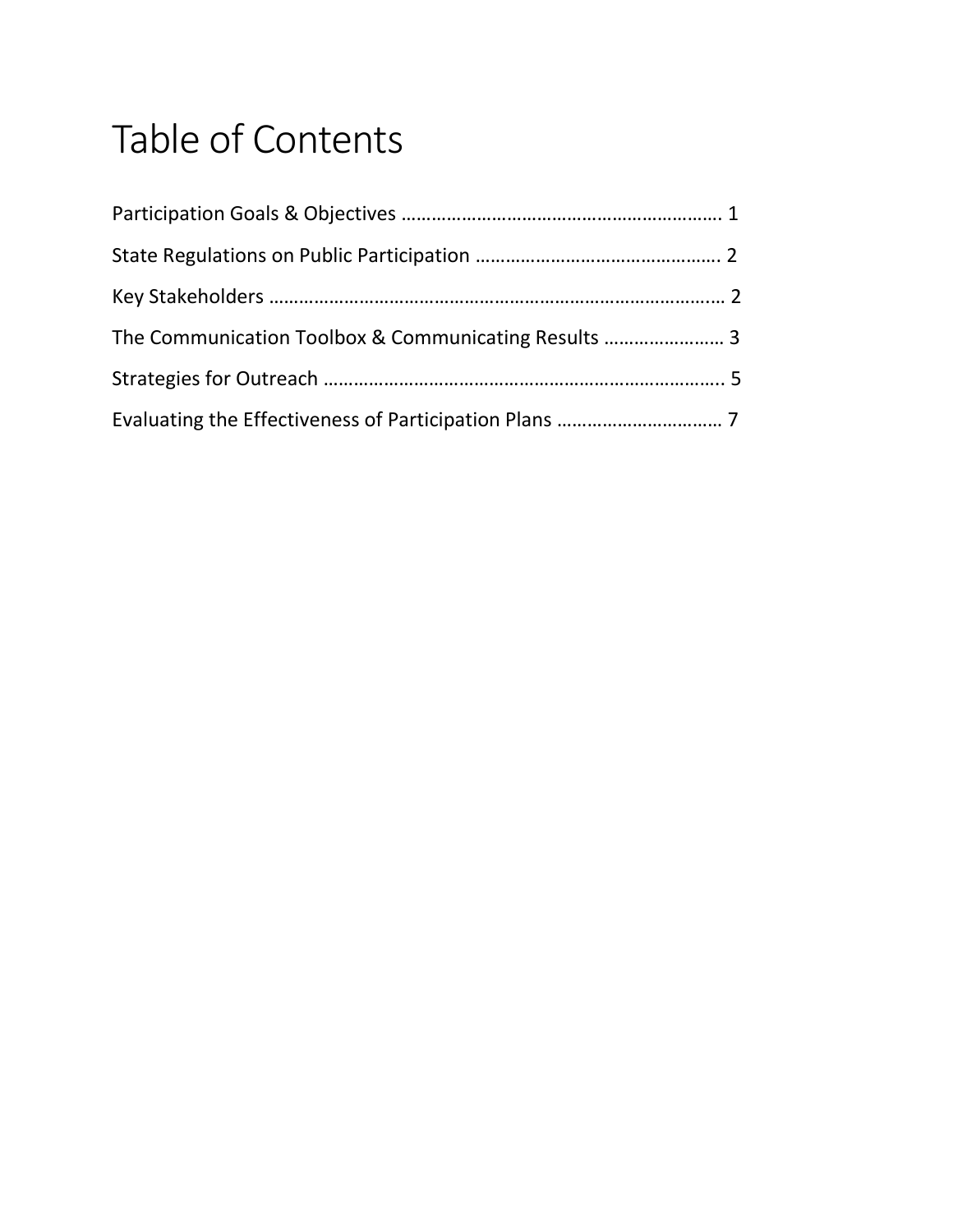# Table of Contents

Participation Goals & Objectives ………………………………………………………. 1

State Regulations on Public Participation ………………………………………… 2

Key Stakeholders ……………………………………………………………………………… 2

The Communication Toolbox & Communicating Results …………………… 3

Strategies for Outreach ……………………………………………………………………. 5

Evaluating the Effectiveness of Participation Plans …………………………… 7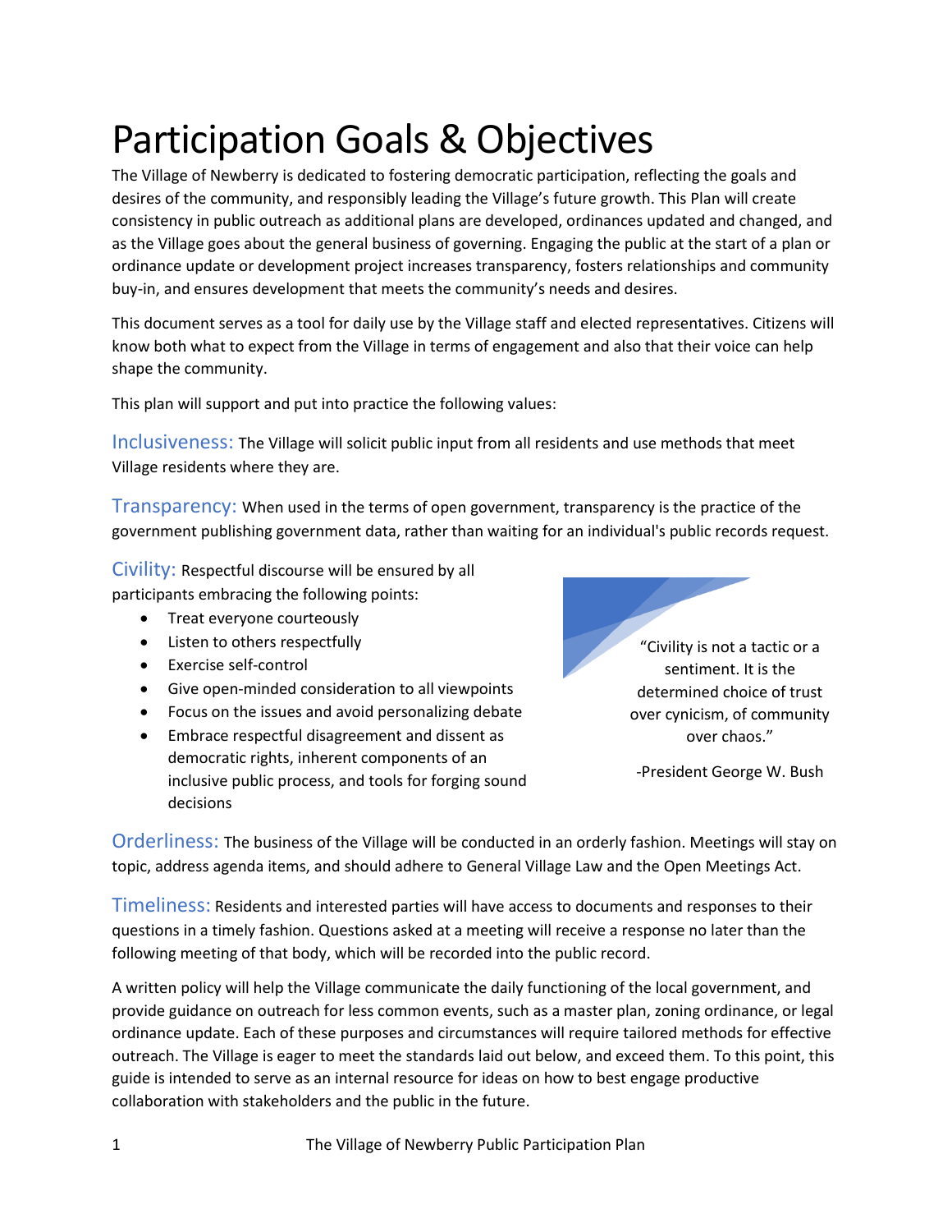# Participation Goals & Objectives

The Village of Newberry is dedicated to fostering democratic participation, reflecting the goals and desires of the community, and responsibly leading the Village's future growth. This Plan will create consistency in public outreach as additional plans are developed, ordinances updated and changed, and as the Village goes about the general business of governing. Engaging the public at the start of a plan or ordinance update or development project increases transparency, fosters relationships and community buy-in, and ensures development that meets the community's needs and desires.

This document serves as a tool for daily use by the Village staff and elected representatives. Citizens will know both what to expect from the Village in terms of engagement and also that their voice can help shape the community.

This plan will support and put into practice the following values:

**Inclusiveness:** The Village will solicit public input from all residents and use methods that meet Village residents where they are.

**Transparency:** When used in the terms of open government, transparency is the practice of the government publishing government data, rather than waiting for an individual's public records request.

**Civility:** Respectful discourse will be ensured by all participants embracing the following points:

- Treat everyone courteously
- Listen to others respectfully
- Exercise self-control
- Give open-minded consideration to all viewpoints
- Focus on the issues and avoid personalizing debate
- Embrace respectful disagreement and dissent as democratic rights, inherent components of an inclusive public process, and tools for forging sound decisions

> "Civility is not a tactic or a sentiment. It is the determined choice of trust over cynicism, of community over chaos."
>
> -President George W. Bush

**Orderliness:** The business of the Village will be conducted in an orderly fashion. Meetings will stay on topic, address agenda items, and should adhere to General Village Law and the Open Meetings Act.

**Timeliness:** Residents and interested parties will have access to documents and responses to their questions in a timely fashion. Questions asked at a meeting will receive a response no later than the following meeting of that body, which will be recorded into the public record.

A written policy will help the Village communicate the daily functioning of the local government, and provide guidance on outreach for less common events, such as a master plan, zoning ordinance, or legal ordinance update. Each of these purposes and circumstances will require tailored methods for effective outreach. The Village is eager to meet the standards laid out below, and exceed them. To this point, this guide is intended to serve as an internal resource for ideas on how to best engage productive collaboration with stakeholders and the public in the future.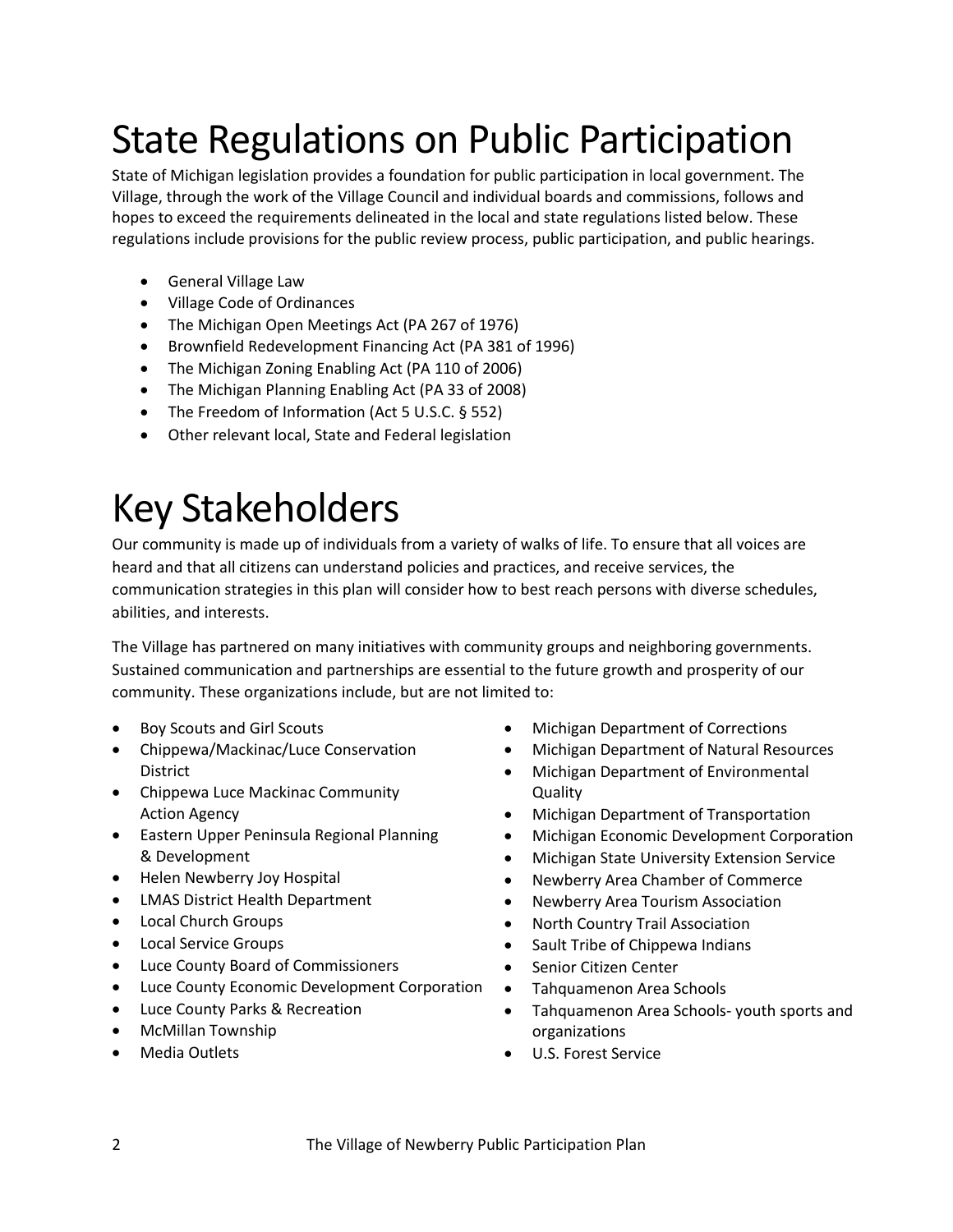# State Regulations on Public Participation

State of Michigan legislation provides a foundation for public participation in local government. The Village, through the work of the Village Council and individual boards and commissions, follows and hopes to exceed the requirements delineated in the local and state regulations listed below. These regulations include provisions for the public review process, public participation, and public hearings.

- General Village Law
- Village Code of Ordinances
- The Michigan Open Meetings Act (PA 267 of 1976)
- Brownfield Redevelopment Financing Act (PA 381 of 1996)
- The Michigan Zoning Enabling Act (PA 110 of 2006)
- The Michigan Planning Enabling Act (PA 33 of 2008)
- The Freedom of Information (Act 5 U.S.C. § 552)
- Other relevant local, State and Federal legislation

# Key Stakeholders

Our community is made up of individuals from a variety of walks of life. To ensure that all voices are heard and that all citizens can understand policies and practices, and receive services, the communication strategies in this plan will consider how to best reach persons with diverse schedules, abilities, and interests.

The Village has partnered on many initiatives with community groups and neighboring governments. Sustained communication and partnerships are essential to the future growth and prosperity of our community. These organizations include, but are not limited to:

- Boy Scouts and Girl Scouts
- Chippewa/Mackinac/Luce Conservation District
- Chippewa Luce Mackinac Community Action Agency
- Eastern Upper Peninsula Regional Planning & Development
- Helen Newberry Joy Hospital
- LMAS District Health Department
- Local Church Groups
- Local Service Groups
- Luce County Board of Commissioners
- Luce County Economic Development Corporation
- Luce County Parks & Recreation
- McMillan Township
- Media Outlets
- Michigan Department of Corrections
- Michigan Department of Natural Resources
- Michigan Department of Environmental Quality
- Michigan Department of Transportation
- Michigan Economic Development Corporation
- Michigan State University Extension Service
- Newberry Area Chamber of Commerce
- Newberry Area Tourism Association
- North Country Trail Association
- Sault Tribe of Chippewa Indians
- Senior Citizen Center
- Tahquamenon Area Schools
- Tahquamenon Area Schools- youth sports and organizations
- U.S. Forest Service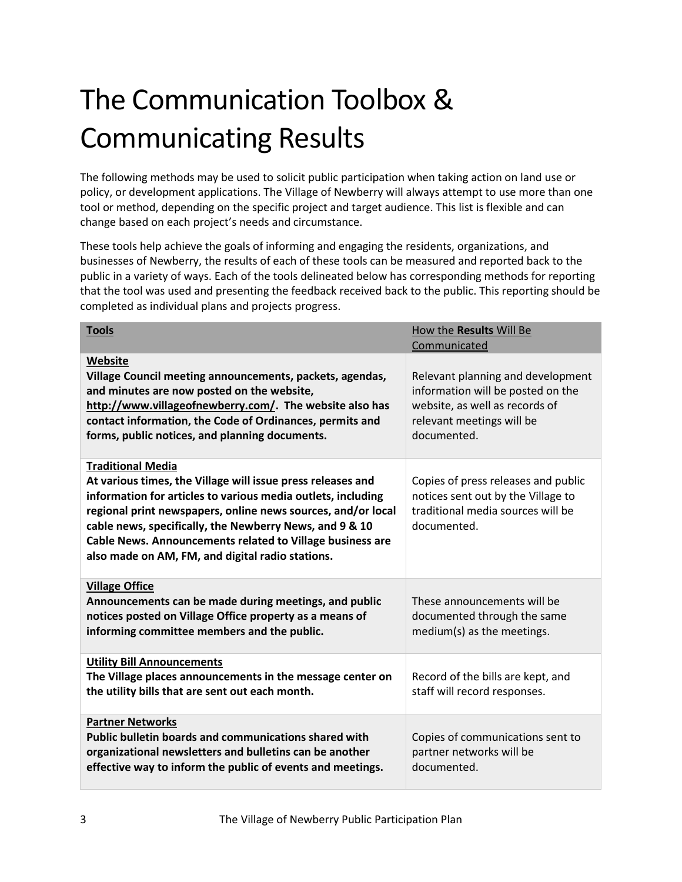# The Communication Toolbox & Communicating Results

The following methods may be used to solicit public participation when taking action on land use or policy, or development applications. The Village of Newberry will always attempt to use more than one tool or method, depending on the specific project and target audience. This list is flexible and can change based on each project's needs and circumstance.

These tools help achieve the goals of informing and engaging the residents, organizations, and businesses of Newberry, the results of each of these tools can be measured and reported back to the public in a variety of ways. Each of the tools delineated below has corresponding methods for reporting that the tool was used and presenting the feedback received back to the public. This reporting should be completed as individual plans and projects progress.

| **Tools** | How the **Results** Will Be Communicated |
|---|---|
| **Website**<br>**Village Council meeting announcements, packets, agendas, and minutes are now posted on the website, http://www.villageofnewberry.com/. The website also has contact information, the Code of Ordinances, permits and forms, public notices, and planning documents.** | Relevant planning and development information will be posted on the website, as well as records of relevant meetings will be documented. |
| **Traditional Media**<br>**At various times, the Village will issue press releases and information for articles to various media outlets, including regional print newspapers, online news sources, and/or local cable news, specifically, the Newberry News, and 9 & 10 Cable News. Announcements related to Village business are also made on AM, FM, and digital radio stations.** | Copies of press releases and public notices sent out by the Village to traditional media sources will be documented. |
| **Village Office**<br>**Announcements can be made during meetings, and public notices posted on Village Office property as a means of informing committee members and the public.** | These announcements will be documented through the same medium(s) as the meetings. |
| **Utility Bill Announcements**<br>**The Village places announcements in the message center on the utility bills that are sent out each month.** | Record of the bills are kept, and staff will record responses. |
| **Partner Networks**<br>**Public bulletin boards and communications shared with organizational newsletters and bulletins can be another effective way to inform the public of events and meetings.** | Copies of communications sent to partner networks will be documented. |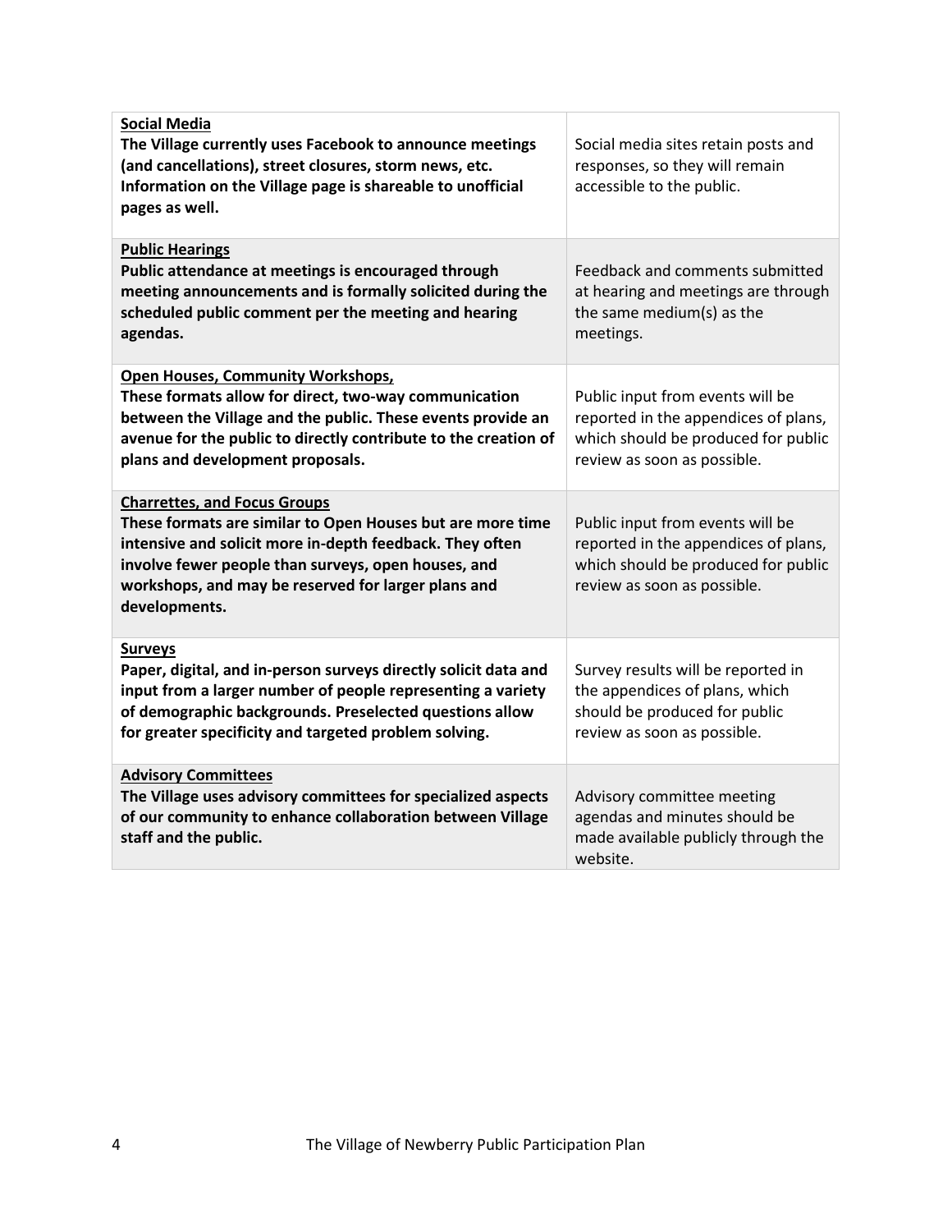| | |
|---|---|
| **<u>Social Media</u>**<br>**The Village currently uses Facebook to announce meetings (and cancellations), street closures, storm news, etc. Information on the Village page is shareable to unofficial pages as well.** | Social media sites retain posts and responses, so they will remain accessible to the public. |
| **<u>Public Hearings</u>**<br>**Public attendance at meetings is encouraged through meeting announcements and is formally solicited during the scheduled public comment per the meeting and hearing agendas.** | Feedback and comments submitted at hearing and meetings are through the same medium(s) as the meetings. |
| **<u>Open Houses, Community Workshops,</u>**<br>**These formats allow for direct, two-way communication between the Village and the public. These events provide an avenue for the public to directly contribute to the creation of plans and development proposals.** | Public input from events will be reported in the appendices of plans, which should be produced for public review as soon as possible. |
| **<u>Charrettes, and Focus Groups</u>**<br>**These formats are similar to Open Houses but are more time intensive and solicit more in-depth feedback. They often involve fewer people than surveys, open houses, and workshops, and may be reserved for larger plans and developments.** | Public input from events will be reported in the appendices of plans, which should be produced for public review as soon as possible. |
| **<u>Surveys</u>**<br>**Paper, digital, and in-person surveys directly solicit data and input from a larger number of people representing a variety of demographic backgrounds. Preselected questions allow for greater specificity and targeted problem solving.** | Survey results will be reported in the appendices of plans, which should be produced for public review as soon as possible. |
| **<u>Advisory Committees</u>**<br>**The Village uses advisory committees for specialized aspects of our community to enhance collaboration between Village staff and the public.** | Advisory committee meeting agendas and minutes should be made available publicly through the website. |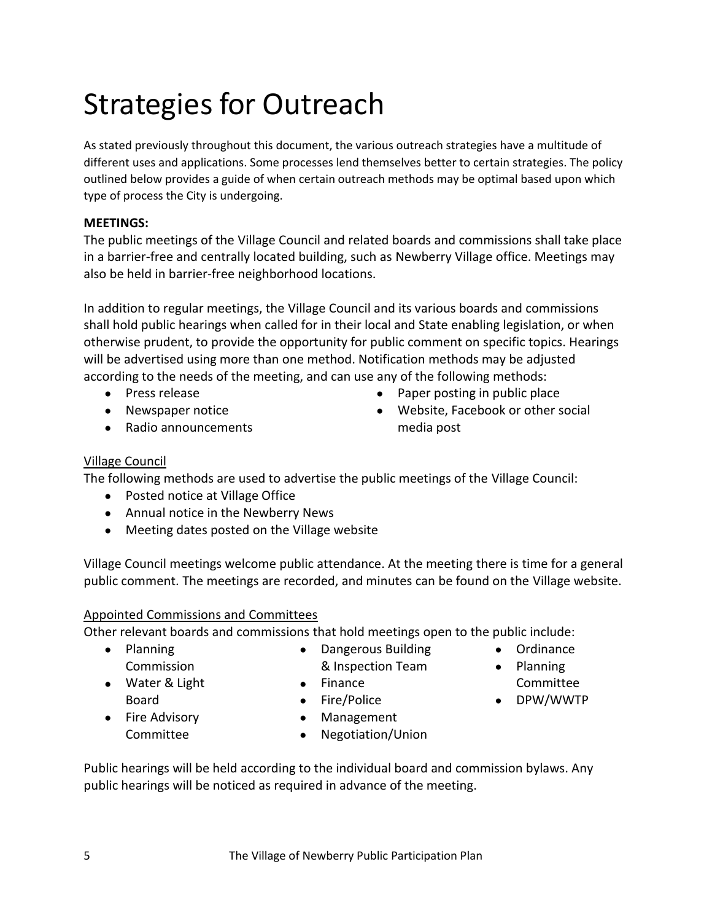# Strategies for Outreach

As stated previously throughout this document, the various outreach strategies have a multitude of different uses and applications. Some processes lend themselves better to certain strategies. The policy outlined below provides a guide of when certain outreach methods may be optimal based upon which type of process the City is undergoing.

**MEETINGS:**

The public meetings of the Village Council and related boards and commissions shall take place in a barrier-free and centrally located building, such as Newberry Village office. Meetings may also be held in barrier-free neighborhood locations.

In addition to regular meetings, the Village Council and its various boards and commissions shall hold public hearings when called for in their local and State enabling legislation, or when otherwise prudent, to provide the opportunity for public comment on specific topics. Hearings will be advertised using more than one method. Notification methods may be adjusted according to the needs of the meeting, and can use any of the following methods:

- Press release
- Newspaper notice
- Radio announcements
- Paper posting in public place
- Website, Facebook or other social media post

<u>Village Council</u>

The following methods are used to advertise the public meetings of the Village Council:

- Posted notice at Village Office
- Annual notice in the Newberry News
- Meeting dates posted on the Village website

Village Council meetings welcome public attendance. At the meeting there is time for a general public comment. The meetings are recorded, and minutes can be found on the Village website.

<u>Appointed Commissions and Committees</u>

Other relevant boards and commissions that hold meetings open to the public include:

- Planning Commission
- Water & Light Board
- Fire Advisory Committee
- Dangerous Building & Inspection Team
- Finance
- Fire/Police
- Management
- Negotiation/Union
- Ordinance
- Planning Committee
- DPW/WWTP

Public hearings will be held according to the individual board and commission bylaws. Any public hearings will be noticed as required in advance of the meeting.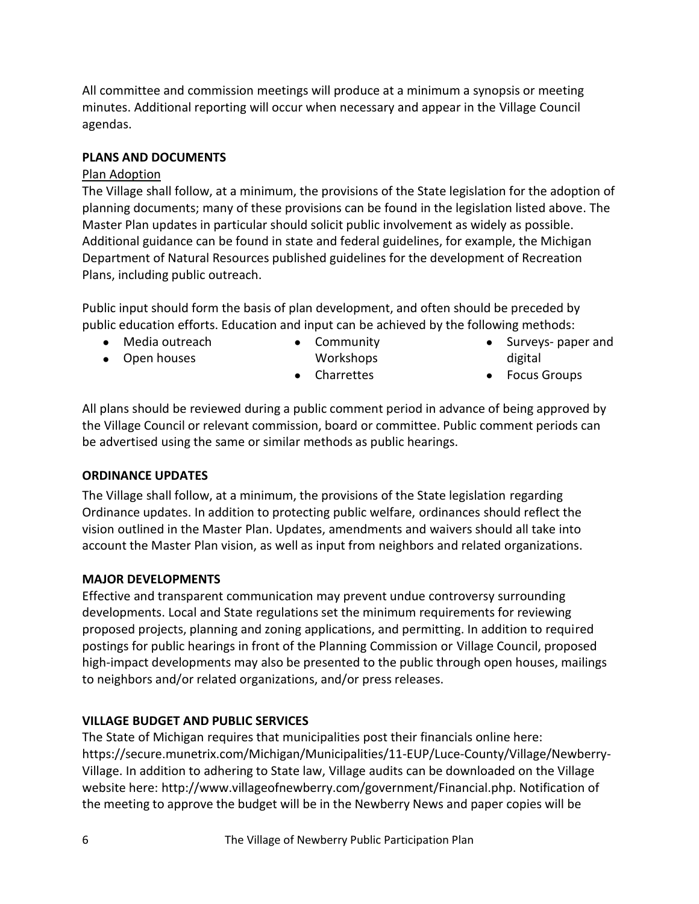All committee and commission meetings will produce at a minimum a synopsis or meeting minutes. Additional reporting will occur when necessary and appear in the Village Council agendas.

## PLANS AND DOCUMENTS

### Plan Adoption

The Village shall follow, at a minimum, the provisions of the State legislation for the adoption of planning documents; many of these provisions can be found in the legislation listed above. The Master Plan updates in particular should solicit public involvement as widely as possible. Additional guidance can be found in state and federal guidelines, for example, the Michigan Department of Natural Resources published guidelines for the development of Recreation Plans, including public outreach.

Public input should form the basis of plan development, and often should be preceded by public education efforts. Education and input can be achieved by the following methods:

- Media outreach
- Open houses
- Community Workshops
- Charrettes
- Surveys- paper and digital
- Focus Groups

All plans should be reviewed during a public comment period in advance of being approved by the Village Council or relevant commission, board or committee. Public comment periods can be advertised using the same or similar methods as public hearings.

## ORDINANCE UPDATES

The Village shall follow, at a minimum, the provisions of the State legislation regarding Ordinance updates. In addition to protecting public welfare, ordinances should reflect the vision outlined in the Master Plan. Updates, amendments and waivers should all take into account the Master Plan vision, as well as input from neighbors and related organizations.

## MAJOR DEVELOPMENTS

Effective and transparent communication may prevent undue controversy surrounding developments. Local and State regulations set the minimum requirements for reviewing proposed projects, planning and zoning applications, and permitting. In addition to required postings for public hearings in front of the Planning Commission or Village Council, proposed high-impact developments may also be presented to the public through open houses, mailings to neighbors and/or related organizations, and/or press releases.

## VILLAGE BUDGET AND PUBLIC SERVICES

The State of Michigan requires that municipalities post their financials online here: https://secure.munetrix.com/Michigan/Municipalities/11-EUP/Luce-County/Village/Newberry-Village. In addition to adhering to State law, Village audits can be downloaded on the Village website here: http://www.villageofnewberry.com/government/Financial.php. Notification of the meeting to approve the budget will be in the Newberry News and paper copies will be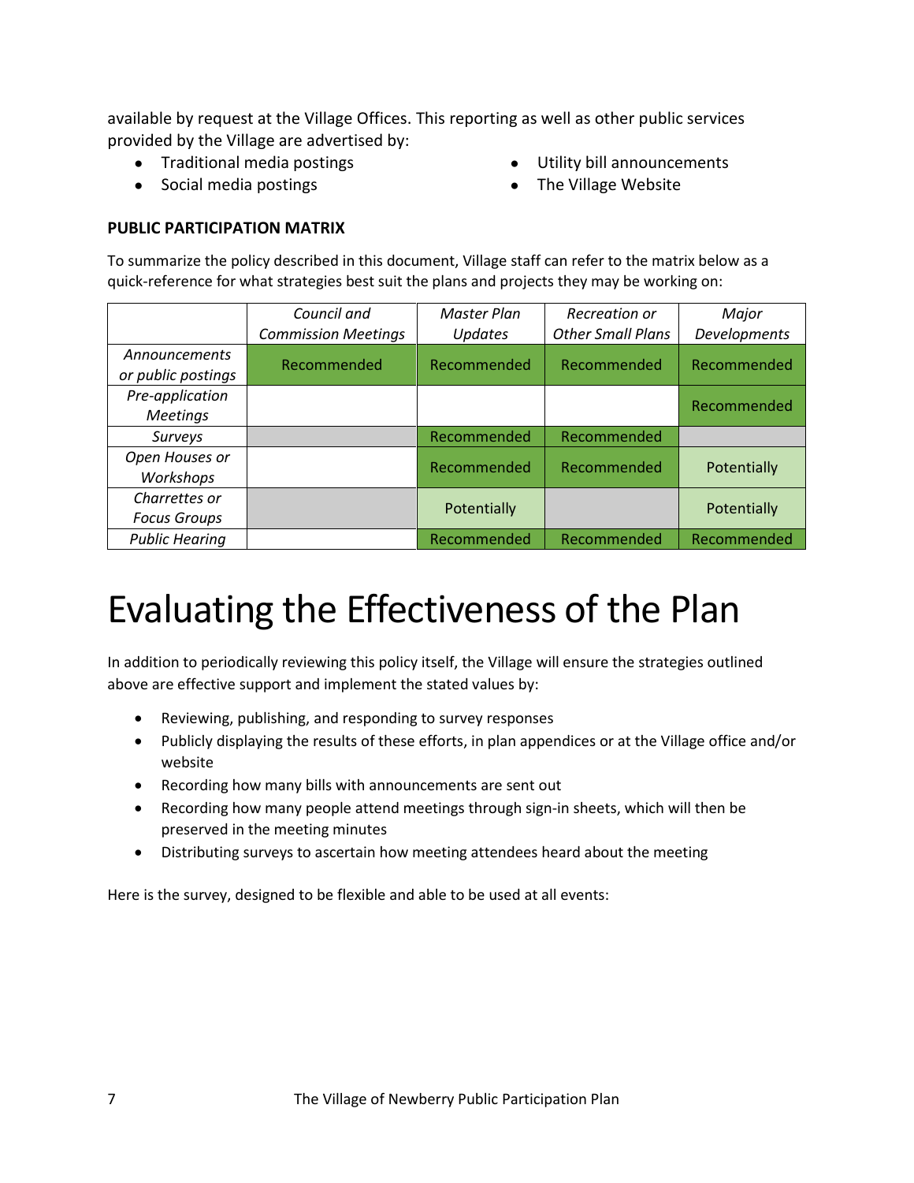available by request at the Village Offices. This reporting as well as other public services provided by the Village are advertised by:

- Traditional media postings
- Social media postings
- Utility bill announcements
- The Village Website

**PUBLIC PARTICIPATION MATRIX**

To summarize the policy described in this document, Village staff can refer to the matrix below as a quick-reference for what strategies best suit the plans and projects they may be working on:

| | *Council and Commission Meetings* | *Master Plan Updates* | *Recreation or Other Small Plans* | *Major Developments* |
|---|---|---|---|---|
| *Announcements or public postings* | Recommended | Recommended | Recommended | Recommended |
| *Pre-application Meetings* | | | | Recommended |
| *Surveys* | | Recommended | Recommended | |
| *Open Houses or Workshops* | | Recommended | Recommended | Potentially |
| *Charrettes or Focus Groups* | | Potentially | | Potentially |
| *Public Hearing* | | Recommended | Recommended | Recommended |

# Evaluating the Effectiveness of the Plan

In addition to periodically reviewing this policy itself, the Village will ensure the strategies outlined above are effective support and implement the stated values by:

- Reviewing, publishing, and responding to survey responses
- Publicly displaying the results of these efforts, in plan appendices or at the Village office and/or website
- Recording how many bills with announcements are sent out
- Recording how many people attend meetings through sign-in sheets, which will then be preserved in the meeting minutes
- Distributing surveys to ascertain how meeting attendees heard about the meeting

Here is the survey, designed to be flexible and able to be used at all events: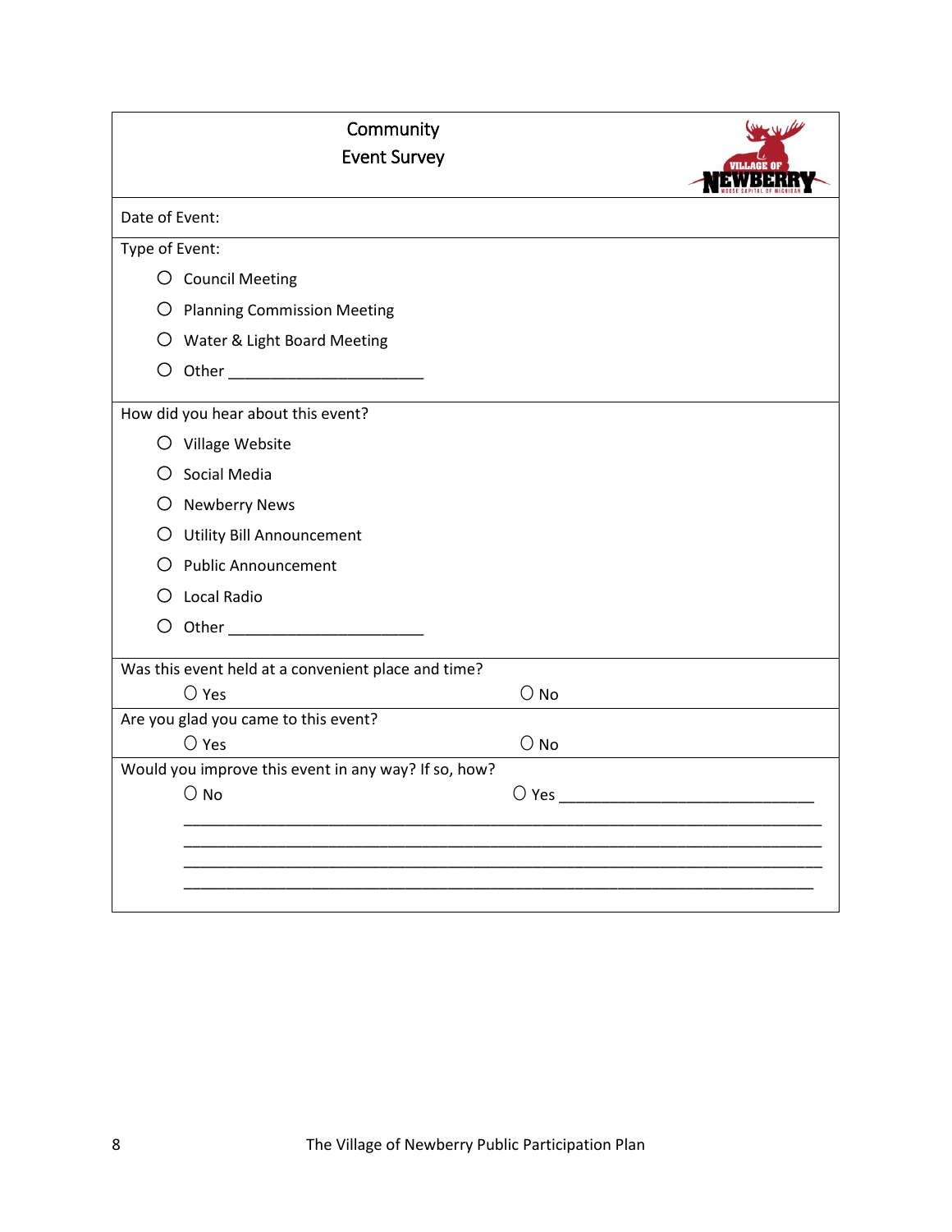# Community Event Survey

Date of Event:

Type of Event:

- ○ Council Meeting
- ○ Planning Commission Meeting
- ○ Water & Light Board Meeting
- ○ Other ______________________

How did you hear about this event?

- ○ Village Website
- ○ Social Media
- ○ Newberry News
- ○ Utility Bill Announcement
- ○ Public Announcement
- ○ Local Radio
- ○ Other ______________________

Was this event held at a convenient place and time?

○ Yes ○ No

Are you glad you came to this event?

○ Yes ○ No

Would you improve this event in any way? If so, how?

○ No ○ Yes ______________________________

________________________________________________________________________

________________________________________________________________________

________________________________________________________________________

________________________________________________________________________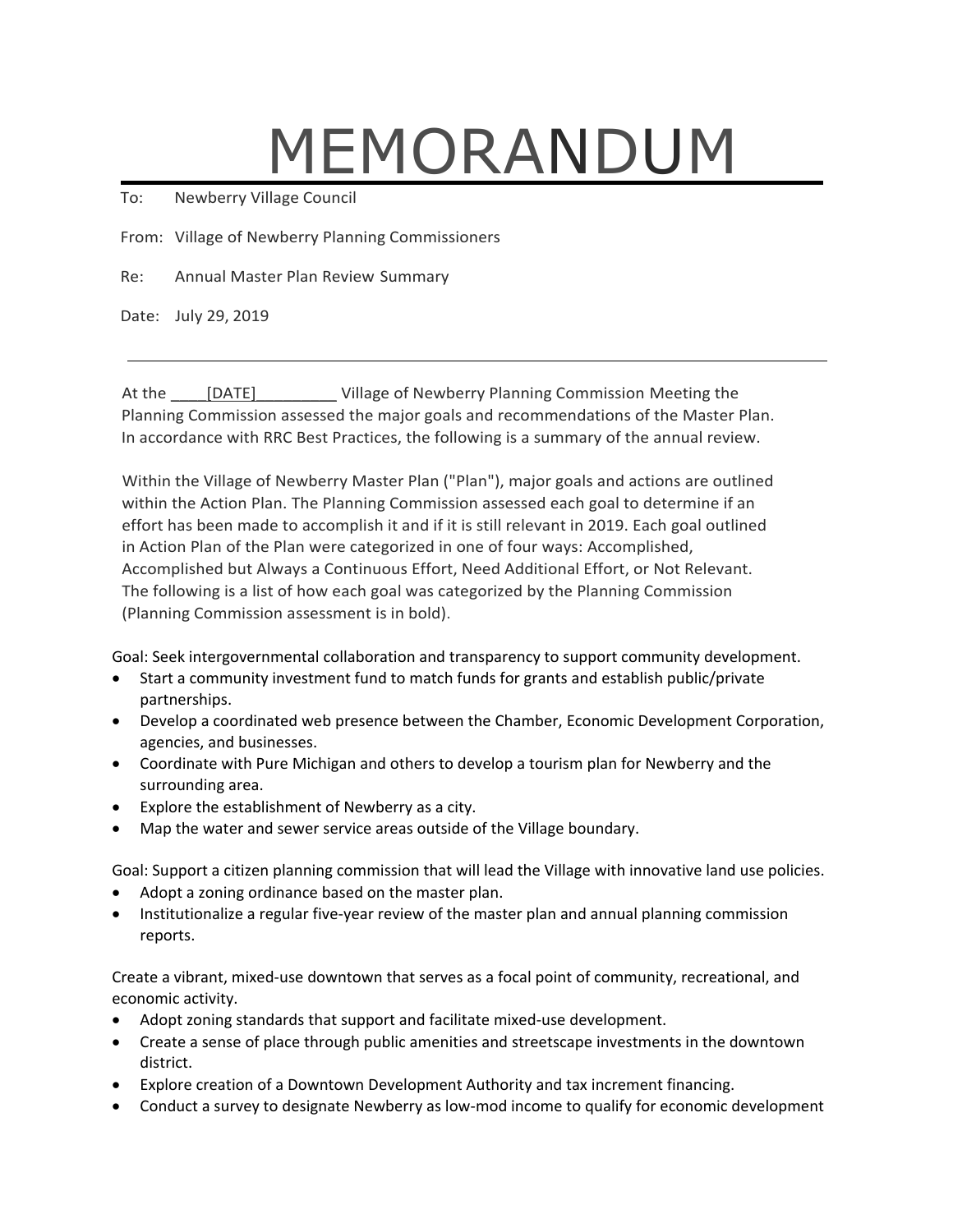# MEMORANDUM

To: Newberry Village Council

From: Village of Newberry Planning Commissioners

Re: Annual Master Plan Review Summary

Date: July 29, 2019

---

At the ____[DATE]_________ Village of Newberry Planning Commission Meeting the Planning Commission assessed the major goals and recommendations of the Master Plan. In accordance with RRC Best Practices, the following is a summary of the annual review.

Within the Village of Newberry Master Plan ("Plan"), major goals and actions are outlined within the Action Plan. The Planning Commission assessed each goal to determine if an effort has been made to accomplish it and if it is still relevant in 2019. Each goal outlined in Action Plan of the Plan were categorized in one of four ways: Accomplished, Accomplished but Always a Continuous Effort, Need Additional Effort, or Not Relevant. The following is a list of how each goal was categorized by the Planning Commission (Planning Commission assessment is in bold).

Goal: Seek intergovernmental collaboration and transparency to support community development.

- Start a community investment fund to match funds for grants and establish public/private partnerships.
- Develop a coordinated web presence between the Chamber, Economic Development Corporation, agencies, and businesses.
- Coordinate with Pure Michigan and others to develop a tourism plan for Newberry and the surrounding area.
- Explore the establishment of Newberry as a city.
- Map the water and sewer service areas outside of the Village boundary.

Goal: Support a citizen planning commission that will lead the Village with innovative land use policies.

- Adopt a zoning ordinance based on the master plan.
- Institutionalize a regular five-year review of the master plan and annual planning commission reports.

Create a vibrant, mixed-use downtown that serves as a focal point of community, recreational, and economic activity.

- Adopt zoning standards that support and facilitate mixed-use development.
- Create a sense of place through public amenities and streetscape investments in the downtown district.
- Explore creation of a Downtown Development Authority and tax increment financing.
- Conduct a survey to designate Newberry as low-mod income to qualify for economic development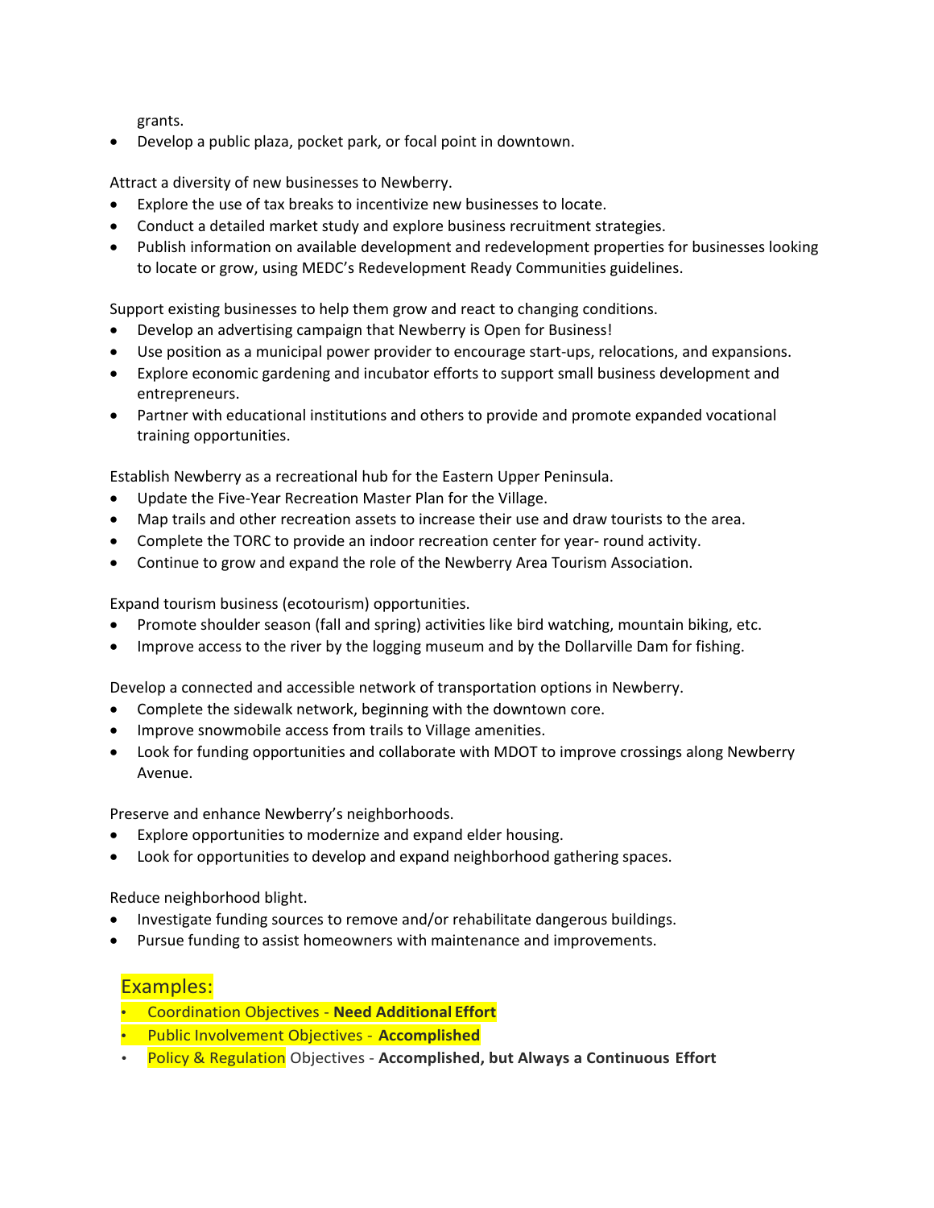grants.
- Develop a public plaza, pocket park, or focal point in downtown.

Attract a diversity of new businesses to Newberry.
- Explore the use of tax breaks to incentivize new businesses to locate.
- Conduct a detailed market study and explore business recruitment strategies.
- Publish information on available development and redevelopment properties for businesses looking to locate or grow, using MEDC's Redevelopment Ready Communities guidelines.

Support existing businesses to help them grow and react to changing conditions.
- Develop an advertising campaign that Newberry is Open for Business!
- Use position as a municipal power provider to encourage start-ups, relocations, and expansions.
- Explore economic gardening and incubator efforts to support small business development and entrepreneurs.
- Partner with educational institutions and others to provide and promote expanded vocational training opportunities.

Establish Newberry as a recreational hub for the Eastern Upper Peninsula.
- Update the Five-Year Recreation Master Plan for the Village.
- Map trails and other recreation assets to increase their use and draw tourists to the area.
- Complete the TORC to provide an indoor recreation center for year- round activity.
- Continue to grow and expand the role of the Newberry Area Tourism Association.

Expand tourism business (ecotourism) opportunities.
- Promote shoulder season (fall and spring) activities like bird watching, mountain biking, etc.
- Improve access to the river by the logging museum and by the Dollarville Dam for fishing.

Develop a connected and accessible network of transportation options in Newberry.
- Complete the sidewalk network, beginning with the downtown core.
- Improve snowmobile access from trails to Village amenities.
- Look for funding opportunities and collaborate with MDOT to improve crossings along Newberry Avenue.

Preserve and enhance Newberry's neighborhoods.
- Explore opportunities to modernize and expand elder housing.
- Look for opportunities to develop and expand neighborhood gathering spaces.

Reduce neighborhood blight.
- Investigate funding sources to remove and/or rehabilitate dangerous buildings.
- Pursue funding to assist homeowners with maintenance and improvements.

Examples:
- Coordination Objectives - **Need Additional Effort**
- Public Involvement Objectives - **Accomplished**
- Policy & Regulation Objectives - **Accomplished, but Always a Continuous Effort**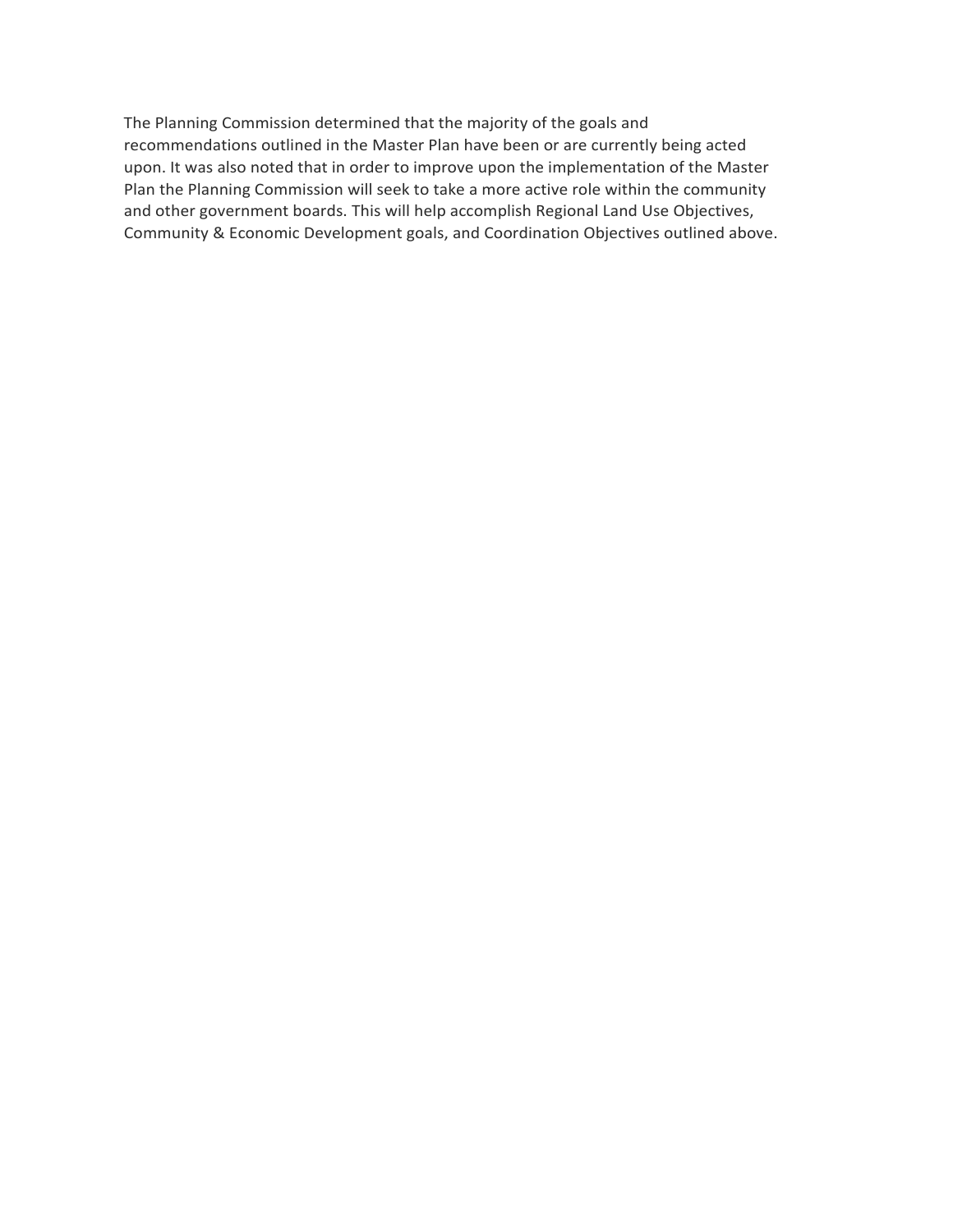The Planning Commission determined that the majority of the goals and recommendations outlined in the Master Plan have been or are currently being acted upon. It was also noted that in order to improve upon the implementation of the Master Plan the Planning Commission will seek to take a more active role within the community and other government boards. This will help accomplish Regional Land Use Objectives, Community & Economic Development goals, and Coordination Objectives outlined above.